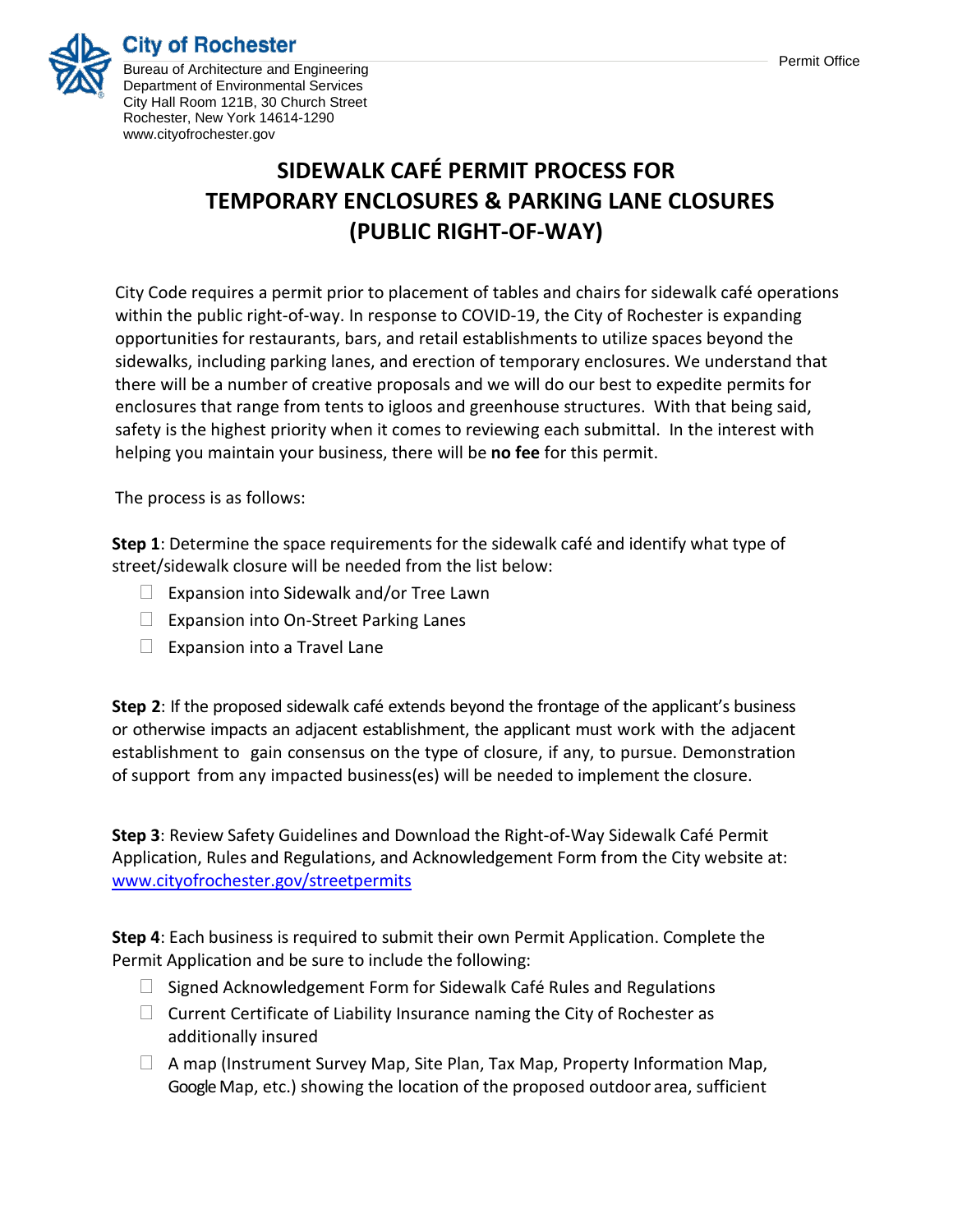City of Rochester
Bureau of Architecture and Engineering
Department of Environmental Services
City Hall Room 121B, 30 Church Street
Rochester, New York 14614-1290
www.cityofrochester.gov

Permit Office

# SIDEWALK CAFÉ PERMIT PROCESS FOR TEMPORARY ENCLOSURES & PARKING LANE CLOSURES (PUBLIC RIGHT-OF-WAY)

City Code requires a permit prior to placement of tables and chairs for sidewalk café operations within the public right-of-way. In response to COVID-19, the City of Rochester is expanding opportunities for restaurants, bars, and retail establishments to utilize spaces beyond the sidewalks, including parking lanes, and erection of temporary enclosures. We understand that there will be a number of creative proposals and we will do our best to expedite permits for enclosures that range from tents to igloos and greenhouse structures. With that being said, safety is the highest priority when it comes to reviewing each submittal. In the interest with helping you maintain your business, there will be **no fee** for this permit.

The process is as follows:

**Step 1**: Determine the space requirements for the sidewalk café and identify what type of street/sidewalk closure will be needed from the list below:

- ☐ Expansion into Sidewalk and/or Tree Lawn
- ☐ Expansion into On-Street Parking Lanes
- ☐ Expansion into a Travel Lane

**Step 2**: If the proposed sidewalk café extends beyond the frontage of the applicant's business or otherwise impacts an adjacent establishment, the applicant must work with the adjacent establishment to gain consensus on the type of closure, if any, to pursue. Demonstration of support from any impacted business(es) will be needed to implement the closure.

**Step 3**: Review Safety Guidelines and Download the Right-of-Way Sidewalk Café Permit Application, Rules and Regulations, and Acknowledgement Form from the City website at: www.cityofrochester.gov/streetpermits

**Step 4**: Each business is required to submit their own Permit Application. Complete the Permit Application and be sure to include the following:

- ☐ Signed Acknowledgement Form for Sidewalk Café Rules and Regulations
- ☐ Current Certificate of Liability Insurance naming the City of Rochester as additionally insured
- ☐ A map (Instrument Survey Map, Site Plan, Tax Map, Property Information Map, Google Map, etc.) showing the location of the proposed outdoor area, sufficient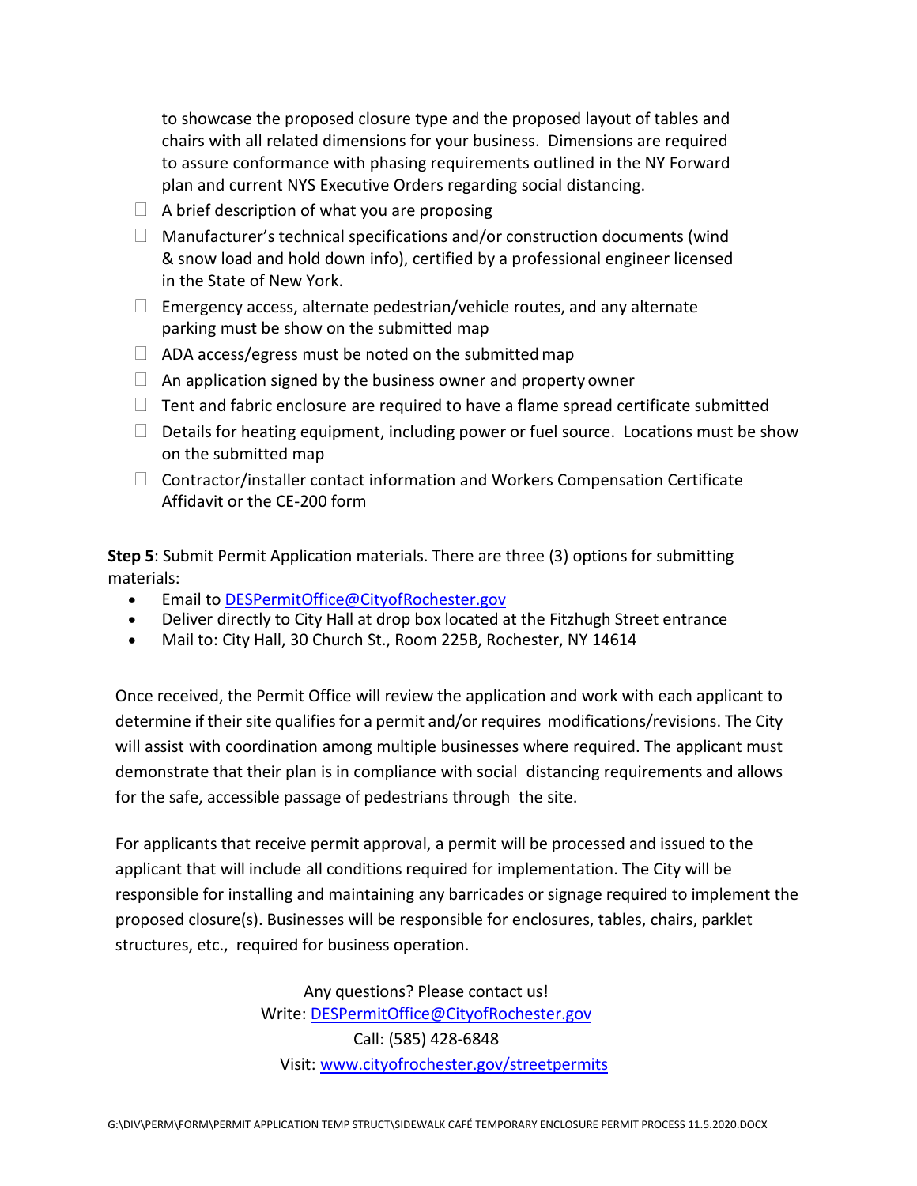to showcase the proposed closure type and the proposed layout of tables and chairs with all related dimensions for your business. Dimensions are required to assure conformance with phasing requirements outlined in the NY Forward plan and current NYS Executive Orders regarding social distancing.

- ☐ A brief description of what you are proposing
- ☐ Manufacturer's technical specifications and/or construction documents (wind & snow load and hold down info), certified by a professional engineer licensed in the State of New York.
- ☐ Emergency access, alternate pedestrian/vehicle routes, and any alternate parking must be show on the submitted map
- ☐ ADA access/egress must be noted on the submitted map
- ☐ An application signed by the business owner and property owner
- ☐ Tent and fabric enclosure are required to have a flame spread certificate submitted
- ☐ Details for heating equipment, including power or fuel source. Locations must be show on the submitted map
- ☐ Contractor/installer contact information and Workers Compensation Certificate Affidavit or the CE-200 form

**Step 5**: Submit Permit Application materials. There are three (3) options for submitting materials:

- Email to DESPermitOffice@CityofRochester.gov
- Deliver directly to City Hall at drop box located at the Fitzhugh Street entrance
- Mail to: City Hall, 30 Church St., Room 225B, Rochester, NY 14614

Once received, the Permit Office will review the application and work with each applicant to determine if their site qualifies for a permit and/or requires modifications/revisions. The City will assist with coordination among multiple businesses where required. The applicant must demonstrate that their plan is in compliance with social distancing requirements and allows for the safe, accessible passage of pedestrians through the site.

For applicants that receive permit approval, a permit will be processed and issued to the applicant that will include all conditions required for implementation. The City will be responsible for installing and maintaining any barricades or signage required to implement the proposed closure(s). Businesses will be responsible for enclosures, tables, chairs, parklet structures, etc., required for business operation.

Any questions? Please contact us!

Write: DESPermitOffice@CityofRochester.gov

Call: (585) 428-6848

Visit: www.cityofrochester.gov/streetpermits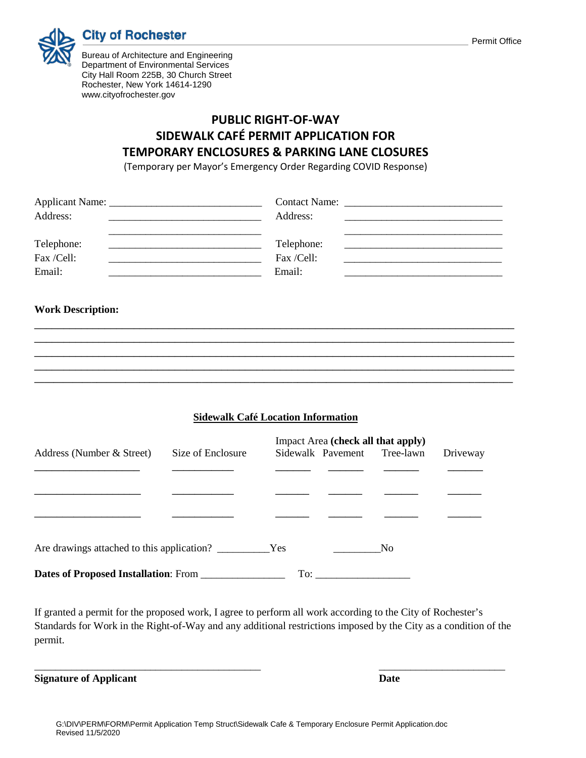City of Rochester

Permit Office

Bureau of Architecture and Engineering
Department of Environmental Services
City Hall Room 225B, 30 Church Street
Rochester, New York 14614-1290
www.cityofrochester.gov

# PUBLIC RIGHT-OF-WAY
# SIDEWALK CAFÉ PERMIT APPLICATION FOR
# TEMPORARY ENCLOSURES & PARKING LANE CLOSURES

(Temporary per Mayor's Emergency Order Regarding COVID Response)

| | | | |
|---|---|---|---|
| Applicant Name: | ___________________________ | Contact Name: | ___________________________ |
| Address: | ___________________________ | Address: | ___________________________ |
| | ___________________________ | | ___________________________ |
| Telephone: | ___________________________ | Telephone: | ___________________________ |
| Fax /Cell: | ___________________________ | Fax /Cell: | ___________________________ |
| Email: | ___________________________ | Email: | ___________________________ |

**Work Description:**

_____________________________________________________________________________
_____________________________________________________________________________
_____________________________________________________________________________
_____________________________________________________________________________
_____________________________________________________________________________

**Sidewalk Café Location Information**

| Address (Number & Street) | Size of Enclosure | Impact Area **(check all that apply)** Sidewalk | Pavement | Tree-lawn | Driveway |
|---|---|---|---|---|---|
| __________________ | __________ | ______ | ______ | ______ | ______ |
| __________________ | __________ | ______ | ______ | ______ | ______ |
| __________________ | __________ | ______ | ______ | ______ | ______ |

Are drawings attached to this application? _________Yes _________No

**Dates of Proposed Installation**: From _______________ To: ________________

If granted a permit for the proposed work, I agree to perform all work according to the City of Rochester's Standards for Work in the Right-of-Way and any additional restrictions imposed by the City as a condition of the permit.

________________________________________ ______________________

**Signature of Applicant** **Date**

G:\DIV\PERM\FORM\Permit Application Temp Struct\Sidewalk Cafe & Temporary Enclosure Permit Application.doc
Revised 11/5/2020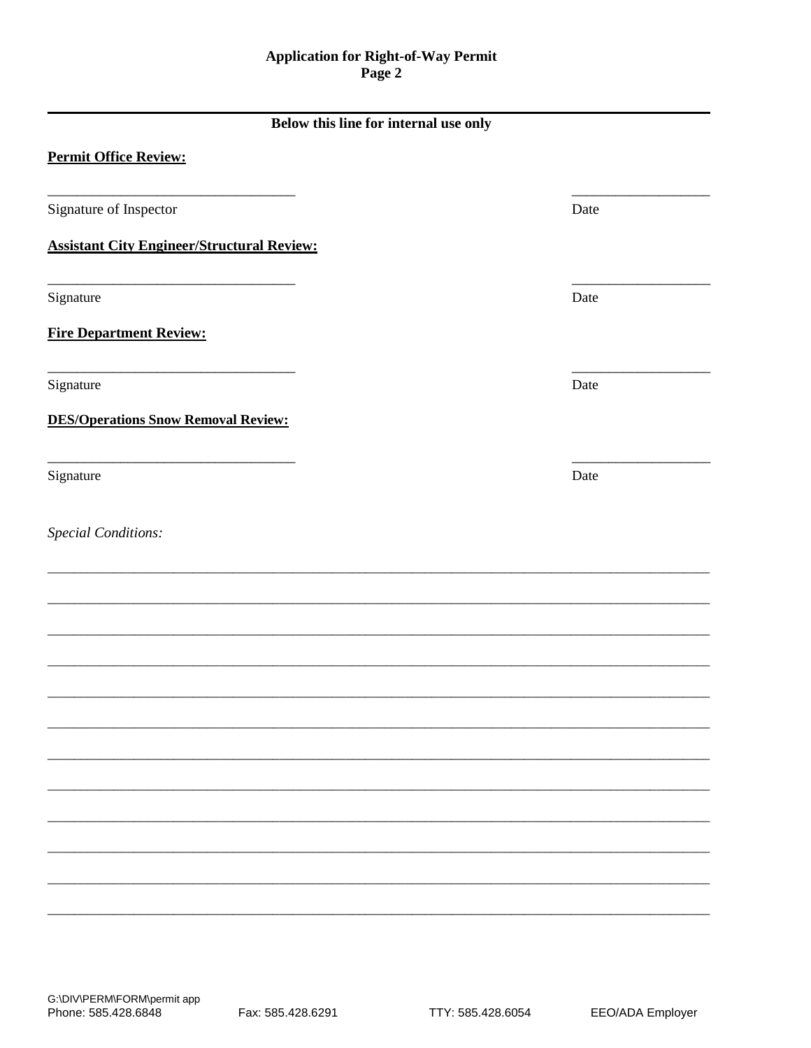**Application for Right-of-Way Permit**
**Page 2**

---

**Below this line for internal use only**

**Permit Office Review:**

\_\_\_\_\_\_\_\_\_\_\_\_\_\_\_\_\_\_\_\_\_\_\_\_\_\_\_\_\_\_\_\_\_\_ \_\_\_\_\_\_\_\_\_\_\_\_\_\_\_\_\_\_\_

Signature of Inspector Date

**Assistant City Engineer/Structural Review:**

\_\_\_\_\_\_\_\_\_\_\_\_\_\_\_\_\_\_\_\_\_\_\_\_\_\_\_\_\_\_\_\_\_\_ \_\_\_\_\_\_\_\_\_\_\_\_\_\_\_\_\_\_\_

Signature Date

**Fire Department Review:**

\_\_\_\_\_\_\_\_\_\_\_\_\_\_\_\_\_\_\_\_\_\_\_\_\_\_\_\_\_\_\_\_\_\_ \_\_\_\_\_\_\_\_\_\_\_\_\_\_\_\_\_\_\_

Signature Date

**DES/Operations Snow Removal Review:**

\_\_\_\_\_\_\_\_\_\_\_\_\_\_\_\_\_\_\_\_\_\_\_\_\_\_\_\_\_\_\_\_\_\_ \_\_\_\_\_\_\_\_\_\_\_\_\_\_\_\_\_\_\_

Signature Date

*Special Conditions:*

\_\_\_\_\_\_\_\_\_\_\_\_\_\_\_\_\_\_\_\_\_\_\_\_\_\_\_\_\_\_\_\_\_\_\_\_\_\_\_\_\_\_\_\_\_\_\_\_\_\_\_\_\_\_\_\_\_\_\_\_\_\_\_\_\_\_\_\_\_\_\_\_\_\_\_\_\_\_\_\_\_\_\_\_\_\_\_\_\_\_\_\_

\_\_\_\_\_\_\_\_\_\_\_\_\_\_\_\_\_\_\_\_\_\_\_\_\_\_\_\_\_\_\_\_\_\_\_\_\_\_\_\_\_\_\_\_\_\_\_\_\_\_\_\_\_\_\_\_\_\_\_\_\_\_\_\_\_\_\_\_\_\_\_\_\_\_\_\_\_\_\_\_\_\_\_\_\_\_\_\_\_\_\_\_

\_\_\_\_\_\_\_\_\_\_\_\_\_\_\_\_\_\_\_\_\_\_\_\_\_\_\_\_\_\_\_\_\_\_\_\_\_\_\_\_\_\_\_\_\_\_\_\_\_\_\_\_\_\_\_\_\_\_\_\_\_\_\_\_\_\_\_\_\_\_\_\_\_\_\_\_\_\_\_\_\_\_\_\_\_\_\_\_\_\_\_\_

\_\_\_\_\_\_\_\_\_\_\_\_\_\_\_\_\_\_\_\_\_\_\_\_\_\_\_\_\_\_\_\_\_\_\_\_\_\_\_\_\_\_\_\_\_\_\_\_\_\_\_\_\_\_\_\_\_\_\_\_\_\_\_\_\_\_\_\_\_\_\_\_\_\_\_\_\_\_\_\_\_\_\_\_\_\_\_\_\_\_\_\_

\_\_\_\_\_\_\_\_\_\_\_\_\_\_\_\_\_\_\_\_\_\_\_\_\_\_\_\_\_\_\_\_\_\_\_\_\_\_\_\_\_\_\_\_\_\_\_\_\_\_\_\_\_\_\_\_\_\_\_\_\_\_\_\_\_\_\_\_\_\_\_\_\_\_\_\_\_\_\_\_\_\_\_\_\_\_\_\_\_\_\_\_

\_\_\_\_\_\_\_\_\_\_\_\_\_\_\_\_\_\_\_\_\_\_\_\_\_\_\_\_\_\_\_\_\_\_\_\_\_\_\_\_\_\_\_\_\_\_\_\_\_\_\_\_\_\_\_\_\_\_\_\_\_\_\_\_\_\_\_\_\_\_\_\_\_\_\_\_\_\_\_\_\_\_\_\_\_\_\_\_\_\_\_\_

\_\_\_\_\_\_\_\_\_\_\_\_\_\_\_\_\_\_\_\_\_\_\_\_\_\_\_\_\_\_\_\_\_\_\_\_\_\_\_\_\_\_\_\_\_\_\_\_\_\_\_\_\_\_\_\_\_\_\_\_\_\_\_\_\_\_\_\_\_\_\_\_\_\_\_\_\_\_\_\_\_\_\_\_\_\_\_\_\_\_\_\_

\_\_\_\_\_\_\_\_\_\_\_\_\_\_\_\_\_\_\_\_\_\_\_\_\_\_\_\_\_\_\_\_\_\_\_\_\_\_\_\_\_\_\_\_\_\_\_\_\_\_\_\_\_\_\_\_\_\_\_\_\_\_\_\_\_\_\_\_\_\_\_\_\_\_\_\_\_\_\_\_\_\_\_\_\_\_\_\_\_\_\_\_

\_\_\_\_\_\_\_\_\_\_\_\_\_\_\_\_\_\_\_\_\_\_\_\_\_\_\_\_\_\_\_\_\_\_\_\_\_\_\_\_\_\_\_\_\_\_\_\_\_\_\_\_\_\_\_\_\_\_\_\_\_\_\_\_\_\_\_\_\_\_\_\_\_\_\_\_\_\_\_\_\_\_\_\_\_\_\_\_\_\_\_\_

\_\_\_\_\_\_\_\_\_\_\_\_\_\_\_\_\_\_\_\_\_\_\_\_\_\_\_\_\_\_\_\_\_\_\_\_\_\_\_\_\_\_\_\_\_\_\_\_\_\_\_\_\_\_\_\_\_\_\_\_\_\_\_\_\_\_\_\_\_\_\_\_\_\_\_\_\_\_\_\_\_\_\_\_\_\_\_\_\_\_\_\_

\_\_\_\_\_\_\_\_\_\_\_\_\_\_\_\_\_\_\_\_\_\_\_\_\_\_\_\_\_\_\_\_\_\_\_\_\_\_\_\_\_\_\_\_\_\_\_\_\_\_\_\_\_\_\_\_\_\_\_\_\_\_\_\_\_\_\_\_\_\_\_\_\_\_\_\_\_\_\_\_\_\_\_\_\_\_\_\_\_\_\_\_

\_\_\_\_\_\_\_\_\_\_\_\_\_\_\_\_\_\_\_\_\_\_\_\_\_\_\_\_\_\_\_\_\_\_\_\_\_\_\_\_\_\_\_\_\_\_\_\_\_\_\_\_\_\_\_\_\_\_\_\_\_\_\_\_\_\_\_\_\_\_\_\_\_\_\_\_\_\_\_\_\_\_\_\_\_\_\_\_\_\_\_\_

G:\DIV\PERM\FORM\permit app
Phone: 585.428.6848 Fax: 585.428.6291 TTY: 585.428.6054 EEO/ADA Employer